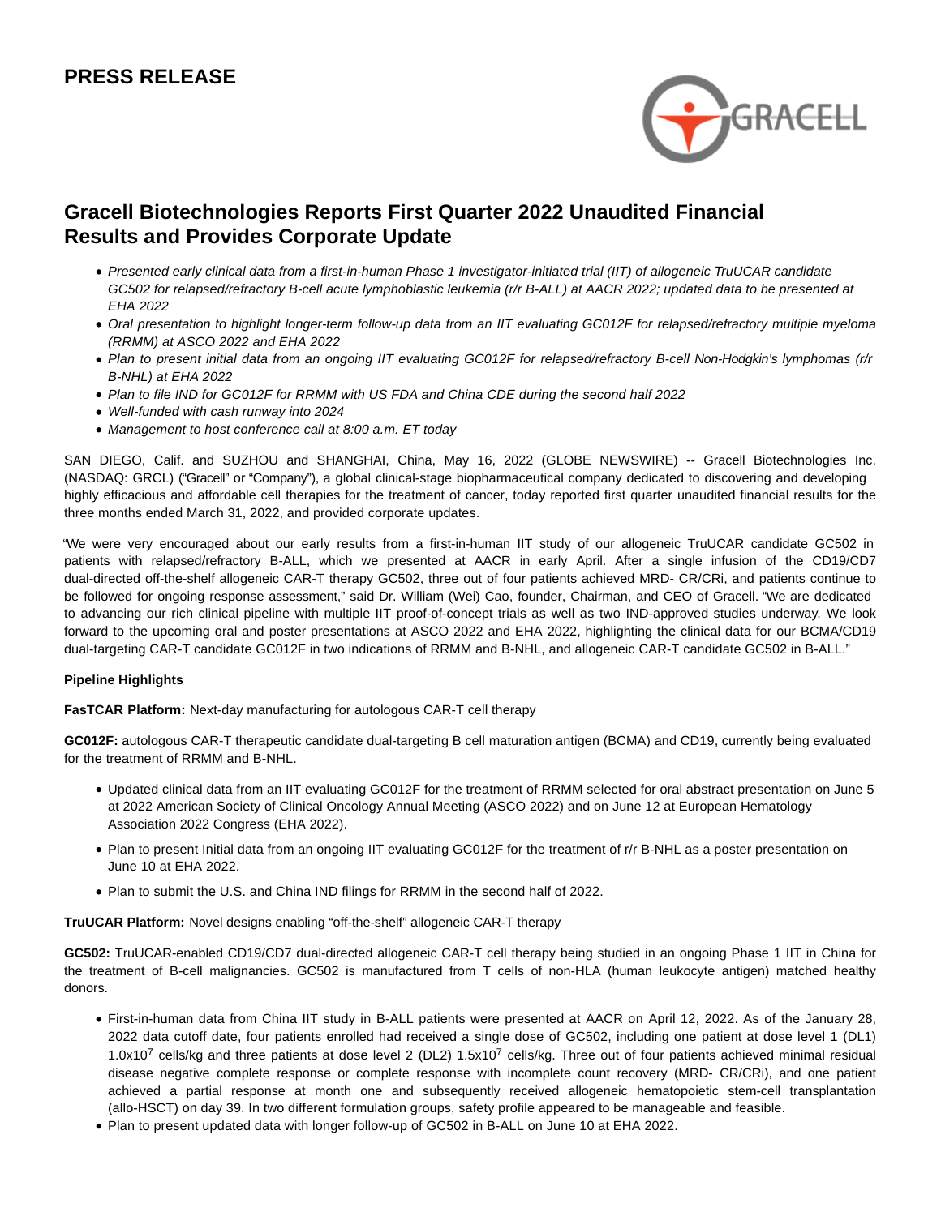# PRESS RELEASE

## Gracell Biotechnologies Reports First Quarter 2022 Unaudited Financial Results and Provides Corporate Update

- *Presented early clinical data from a first-in-human Phase 1 investigator-initiated trial (IIT) of allogeneic TruUCAR candidate GC502 for relapsed/refractory B-cell acute lymphoblastic leukemia (r/r B-ALL) at AACR 2022; updated data to be presented at EHA 2022*
- *Oral presentation to highlight longer-term follow-up data from an IIT evaluating GC012F for relapsed/refractory multiple myeloma (RRMM) at ASCO 2022 and EHA 2022*
- *Plan to present initial data from an ongoing IIT evaluating GC012F for relapsed/refractory B-cell Non-Hodgkin's lymphomas (r/r B-NHL) at EHA 2022*
- *Plan to file IND for GC012F for RRMM with US FDA and China CDE during the second half 2022*
- *Well-funded with cash runway into 2024*
- *Management to host conference call at 8:00 a.m. ET today*

SAN DIEGO, Calif. and SUZHOU and SHANGHAI, China, May 16, 2022 (GLOBE NEWSWIRE) -- Gracell Biotechnologies Inc. (NASDAQ: GRCL) ("Gracell" or "Company"), a global clinical-stage biopharmaceutical company dedicated to discovering and developing highly efficacious and affordable cell therapies for the treatment of cancer, today reported first quarter unaudited financial results for the three months ended March 31, 2022, and provided corporate updates.

"We were very encouraged about our early results from a first-in-human IIT study of our allogeneic TruUCAR candidate GC502 in patients with relapsed/refractory B-ALL, which we presented at AACR in early April. After a single infusion of the CD19/CD7 dual-directed off-the-shelf allogeneic CAR-T therapy GC502, three out of four patients achieved MRD- CR/CRi, and patients continue to be followed for ongoing response assessment," said Dr. William (Wei) Cao, founder, Chairman, and CEO of Gracell. "We are dedicated to advancing our rich clinical pipeline with multiple IIT proof-of-concept trials as well as two IND-approved studies underway. We look forward to the upcoming oral and poster presentations at ASCO 2022 and EHA 2022, highlighting the clinical data for our BCMA/CD19 dual-targeting CAR-T candidate GC012F in two indications of RRMM and B-NHL, and allogeneic CAR-T candidate GC502 in B-ALL."

**Pipeline Highlights**

**FasTCAR Platform:** Next-day manufacturing for autologous CAR-T cell therapy

**GC012F:** autologous CAR-T therapeutic candidate dual-targeting B cell maturation antigen (BCMA) and CD19, currently being evaluated for the treatment of RRMM and B-NHL.

- Updated clinical data from an IIT evaluating GC012F for the treatment of RRMM selected for oral abstract presentation on June 5 at 2022 American Society of Clinical Oncology Annual Meeting (ASCO 2022) and on June 12 at European Hematology Association 2022 Congress (EHA 2022).
- Plan to present Initial data from an ongoing IIT evaluating GC012F for the treatment of r/r B-NHL as a poster presentation on June 10 at EHA 2022.
- Plan to submit the U.S. and China IND filings for RRMM in the second half of 2022.

**TruUCAR Platform:** Novel designs enabling "off-the-shelf" allogeneic CAR-T therapy

**GC502:** TruUCAR-enabled CD19/CD7 dual-directed allogeneic CAR-T cell therapy being studied in an ongoing Phase 1 IIT in China for the treatment of B-cell malignancies. GC502 is manufactured from T cells of non-HLA (human leukocyte antigen) matched healthy donors.

- First-in-human data from China IIT study in B-ALL patients were presented at AACR on April 12, 2022. As of the January 28, 2022 data cutoff date, four patients enrolled had received a single dose of GC502, including one patient at dose level 1 (DL1) $1.0x10^7$ cells/kg and three patients at dose level 2 (DL2) $1.5x10^7$ cells/kg. Three out of four patients achieved minimal residual disease negative complete response or complete response with incomplete count recovery (MRD- CR/CRi), and one patient achieved a partial response at month one and subsequently received allogeneic hematopoietic stem-cell transplantation (allo-HSCT) on day 39. In two different formulation groups, safety profile appeared to be manageable and feasible.
- Plan to present updated data with longer follow-up of GC502 in B-ALL on June 10 at EHA 2022.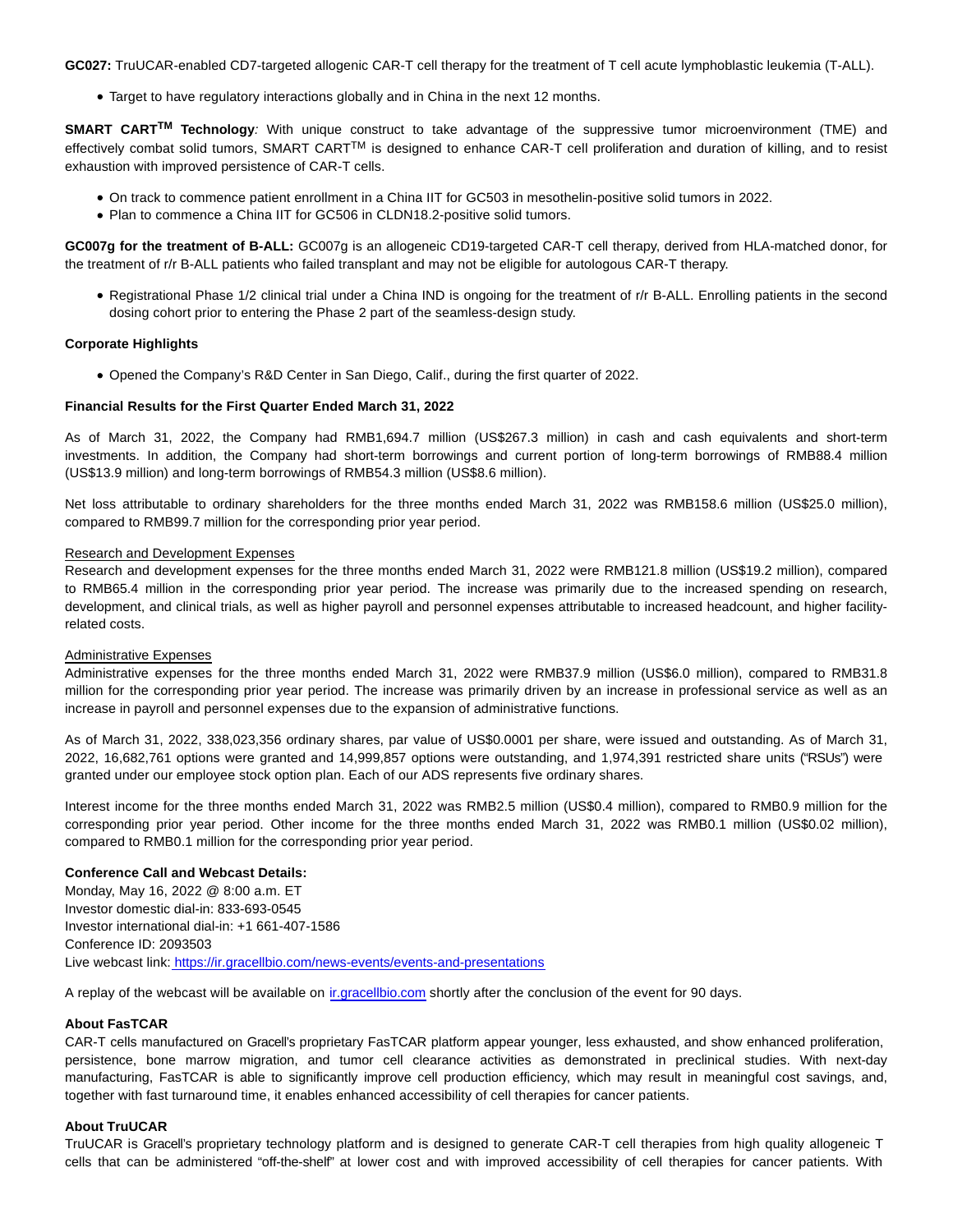**GC027:** TruUCAR-enabled CD7-targeted allogenic CAR-T cell therapy for the treatment of T cell acute lymphoblastic leukemia (T-ALL).

- Target to have regulatory interactions globally and in China in the next 12 months.

**SMART CART$^{TM}$ Technology***:* With unique construct to take advantage of the suppressive tumor microenvironment (TME) and effectively combat solid tumors, SMART CART$^{TM}$ is designed to enhance CAR-T cell proliferation and duration of killing, and to resist exhaustion with improved persistence of CAR-T cells.

- On track to commence patient enrollment in a China IIT for GC503 in mesothelin-positive solid tumors in 2022.
- Plan to commence a China IIT for GC506 in CLDN18.2-positive solid tumors.

**GC007g for the treatment of B-ALL:** GC007g is an allogeneic CD19-targeted CAR-T cell therapy, derived from HLA-matched donor, for the treatment of r/r B-ALL patients who failed transplant and may not be eligible for autologous CAR-T therapy.

- Registrational Phase 1/2 clinical trial under a China IND is ongoing for the treatment of r/r B-ALL. Enrolling patients in the second dosing cohort prior to entering the Phase 2 part of the seamless-design study.

**Corporate Highlights**

- Opened the Company's R&D Center in San Diego, Calif., during the first quarter of 2022.

**Financial Results for the First Quarter Ended March 31, 2022**

As of March 31, 2022, the Company had RMB1,694.7 million (US$267.3 million) in cash and cash equivalents and short-term investments. In addition, the Company had short-term borrowings and current portion of long-term borrowings of RMB88.4 million (US$13.9 million) and long-term borrowings of RMB54.3 million (US$8.6 million).

Net loss attributable to ordinary shareholders for the three months ended March 31, 2022 was RMB158.6 million (US$25.0 million), compared to RMB99.7 million for the corresponding prior year period.

Research and Development Expenses

Research and development expenses for the three months ended March 31, 2022 were RMB121.8 million (US$19.2 million), compared to RMB65.4 million in the corresponding prior year period. The increase was primarily due to the increased spending on research, development, and clinical trials, as well as higher payroll and personnel expenses attributable to increased headcount, and higher facility-related costs.

Administrative Expenses

Administrative expenses for the three months ended March 31, 2022 were RMB37.9 million (US$6.0 million), compared to RMB31.8 million for the corresponding prior year period. The increase was primarily driven by an increase in professional service as well as an increase in payroll and personnel expenses due to the expansion of administrative functions.

As of March 31, 2022, 338,023,356 ordinary shares, par value of US$0.0001 per share, were issued and outstanding. As of March 31, 2022, 16,682,761 options were granted and 14,999,857 options were outstanding, and 1,974,391 restricted share units ("RSUs") were granted under our employee stock option plan. Each of our ADS represents five ordinary shares.

Interest income for the three months ended March 31, 2022 was RMB2.5 million (US$0.4 million), compared to RMB0.9 million for the corresponding prior year period. Other income for the three months ended March 31, 2022 was RMB0.1 million (US$0.02 million), compared to RMB0.1 million for the corresponding prior year period.

**Conference Call and Webcast Details:**

Monday, May 16, 2022 @ 8:00 a.m. ET
Investor domestic dial-in: 833-693-0545
Investor international dial-in: +1 661-407-1586
Conference ID: 2093503
Live webcast link: https://ir.gracellbio.com/news-events/events-and-presentations

A replay of the webcast will be available on ir.gracellbio.com shortly after the conclusion of the event for 90 days.

**About FasTCAR**

CAR-T cells manufactured on Gracell's proprietary FasTCAR platform appear younger, less exhausted, and show enhanced proliferation, persistence, bone marrow migration, and tumor cell clearance activities as demonstrated in preclinical studies. With next-day manufacturing, FasTCAR is able to significantly improve cell production efficiency, which may result in meaningful cost savings, and, together with fast turnaround time, it enables enhanced accessibility of cell therapies for cancer patients.

**About TruUCAR**

TruUCAR is Gracell's proprietary technology platform and is designed to generate CAR-T cell therapies from high quality allogeneic T cells that can be administered "off-the-shelf" at lower cost and with improved accessibility of cell therapies for cancer patients. With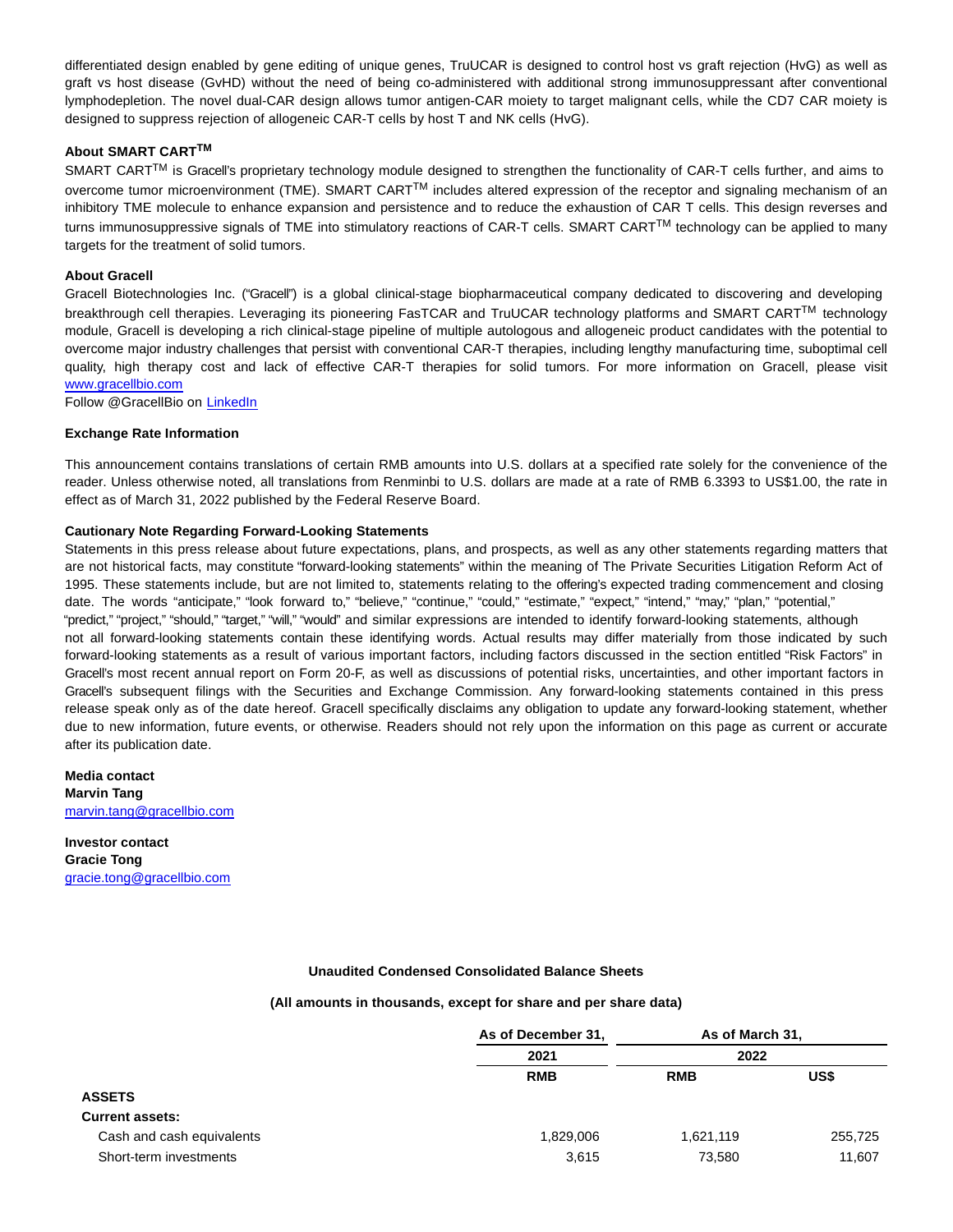differentiated design enabled by gene editing of unique genes, TruUCAR is designed to control host vs graft rejection (HvG) as well as graft vs host disease (GvHD) without the need of being co-administered with additional strong immunosuppressant after conventional lymphodepletion. The novel dual-CAR design allows tumor antigen-CAR moiety to target malignant cells, while the CD7 CAR moiety is designed to suppress rejection of allogeneic CAR-T cells by host T and NK cells (HvG).

**About SMART CART™**

SMART CART™ is Gracell's proprietary technology module designed to strengthen the functionality of CAR-T cells further, and aims to overcome tumor microenvironment (TME). SMART CART™ includes altered expression of the receptor and signaling mechanism of an inhibitory TME molecule to enhance expansion and persistence and to reduce the exhaustion of CAR T cells. This design reverses and turns immunosuppressive signals of TME into stimulatory reactions of CAR-T cells. SMART CART™ technology can be applied to many targets for the treatment of solid tumors.

**About Gracell**

Gracell Biotechnologies Inc. ("Gracell") is a global clinical-stage biopharmaceutical company dedicated to discovering and developing breakthrough cell therapies. Leveraging its pioneering FasTCAR and TruUCAR technology platforms and SMART CART™ technology module, Gracell is developing a rich clinical-stage pipeline of multiple autologous and allogeneic product candidates with the potential to overcome major industry challenges that persist with conventional CAR-T therapies, including lengthy manufacturing time, suboptimal cell quality, high therapy cost and lack of effective CAR-T therapies for solid tumors. For more information on Gracell, please visit www.gracellbio.com

Follow @GracellBio on LinkedIn

**Exchange Rate Information**

This announcement contains translations of certain RMB amounts into U.S. dollars at a specified rate solely for the convenience of the reader. Unless otherwise noted, all translations from Renminbi to U.S. dollars are made at a rate of RMB 6.3393 to US$1.00, the rate in effect as of March 31, 2022 published by the Federal Reserve Board.

**Cautionary Note Regarding Forward-Looking Statements**

Statements in this press release about future expectations, plans, and prospects, as well as any other statements regarding matters that are not historical facts, may constitute "forward-looking statements" within the meaning of The Private Securities Litigation Reform Act of 1995. These statements include, but are not limited to, statements relating to the offering's expected trading commencement and closing date. The words "anticipate," "look forward to," "believe," "continue," "could," "estimate," "expect," "intend," "may," "plan," "potential," "predict," "project," "should," "target," "will," "would" and similar expressions are intended to identify forward-looking statements, although not all forward-looking statements contain these identifying words. Actual results may differ materially from those indicated by such forward-looking statements as a result of various important factors, including factors discussed in the section entitled "Risk Factors" in Gracell's most recent annual report on Form 20-F, as well as discussions of potential risks, uncertainties, and other important factors in Gracell's subsequent filings with the Securities and Exchange Commission. Any forward-looking statements contained in this press release speak only as of the date hereof. Gracell specifically disclaims any obligation to update any forward-looking statement, whether due to new information, future events, or otherwise. Readers should not rely upon the information on this page as current or accurate after its publication date.

**Media contact**
**Marvin Tang**
marvin.tang@gracellbio.com

**Investor contact**
**Gracie Tong**
gracie.tong@gracellbio.com

**Unaudited Condensed Consolidated Balance Sheets**

**(All amounts in thousands, except for share and per share data)**

| | As of December 31, | As of March 31, | |
|---|---|---|---|
| | 2021 | 2022 | |
| | RMB | RMB | US$ |
| **ASSETS** | | | |
| **Current assets:** | | | |
| Cash and cash equivalents | 1,829,006 | 1,621,119 | 255,725 |
| Short-term investments | 3,615 | 73,580 | 11,607 |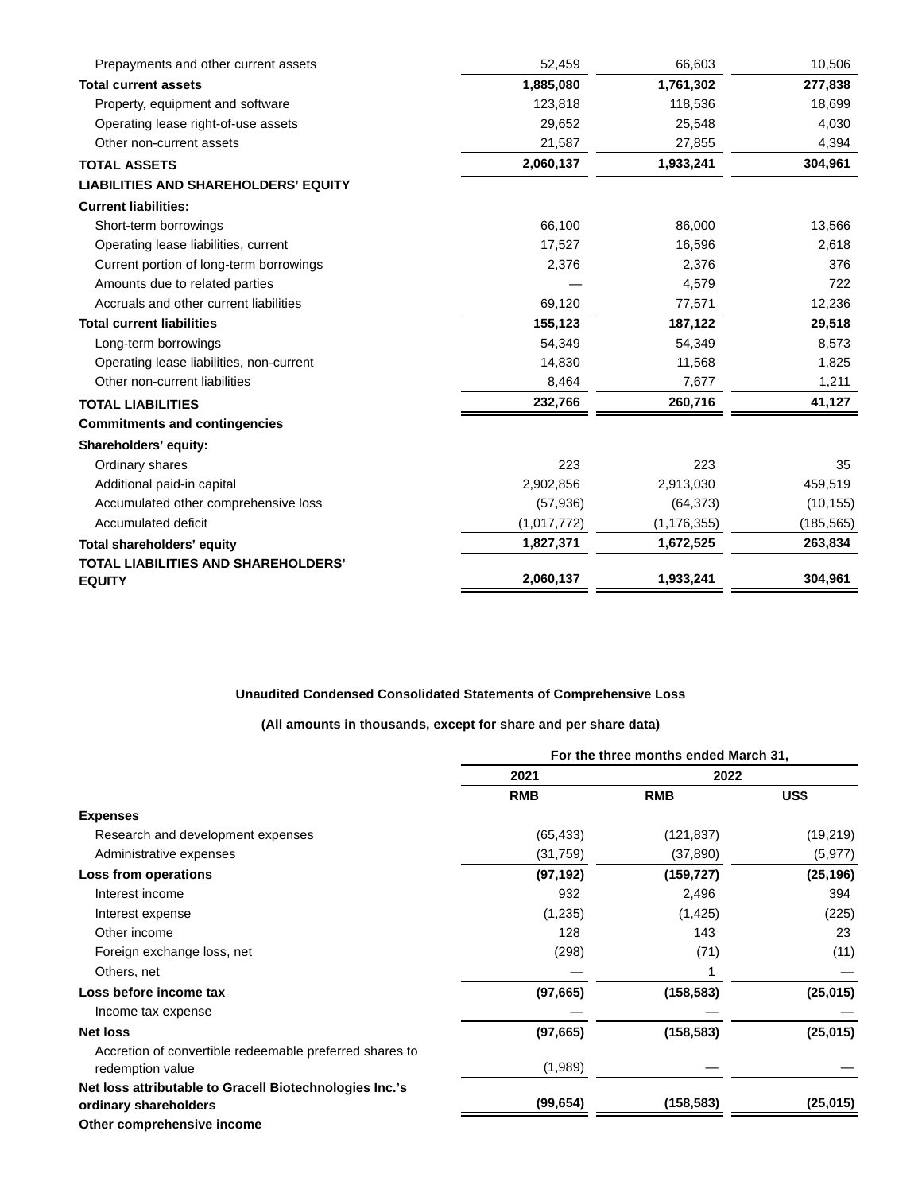| | | | |
|---|---|---|---|
| Prepayments and other current assets | 52,459 | 66,603 | 10,506 |
| **Total current assets** | **1,885,080** | **1,761,302** | **277,838** |
| Property, equipment and software | 123,818 | 118,536 | 18,699 |
| Operating lease right-of-use assets | 29,652 | 25,548 | 4,030 |
| Other non-current assets | 21,587 | 27,855 | 4,394 |
| **TOTAL ASSETS** | **2,060,137** | **1,933,241** | **304,961** |
| **LIABILITIES AND SHAREHOLDERS' EQUITY** | | | |
| **Current liabilities:** | | | |
| Short-term borrowings | 66,100 | 86,000 | 13,566 |
| Operating lease liabilities, current | 17,527 | 16,596 | 2,618 |
| Current portion of long-term borrowings | 2,376 | 2,376 | 376 |
| Amounts due to related parties | — | 4,579 | 722 |
| Accruals and other current liabilities | 69,120 | 77,571 | 12,236 |
| **Total current liabilities** | **155,123** | **187,122** | **29,518** |
| Long-term borrowings | 54,349 | 54,349 | 8,573 |
| Operating lease liabilities, non-current | 14,830 | 11,568 | 1,825 |
| Other non-current liabilities | 8,464 | 7,677 | 1,211 |
| **TOTAL LIABILITIES** | **232,766** | **260,716** | **41,127** |
| **Commitments and contingencies** | | | |
| **Shareholders' equity:** | | | |
| Ordinary shares | 223 | 223 | 35 |
| Additional paid-in capital | 2,902,856 | 2,913,030 | 459,519 |
| Accumulated other comprehensive loss | (57,936) | (64,373) | (10,155) |
| Accumulated deficit | (1,017,772) | (1,176,355) | (185,565) |
| **Total shareholders' equity** | **1,827,371** | **1,672,525** | **263,834** |
| **TOTAL LIABILITIES AND SHAREHOLDERS' EQUITY** | **2,060,137** | **1,933,241** | **304,961** |

**Unaudited Condensed Consolidated Statements of Comprehensive Loss**

**(All amounts in thousands, except for share and per share data)**

| | For the three months ended March 31, | | |
|---|---|---|---|
| | 2021 | 2022 | |
| | **RMB** | **RMB** | **US$** |
| **Expenses** | | | |
| Research and development expenses | (65,433) | (121,837) | (19,219) |
| Administrative expenses | (31,759) | (37,890) | (5,977) |
| **Loss from operations** | **(97,192)** | **(159,727)** | **(25,196)** |
| Interest income | 932 | 2,496 | 394 |
| Interest expense | (1,235) | (1,425) | (225) |
| Other income | 128 | 143 | 23 |
| Foreign exchange loss, net | (298) | (71) | (11) |
| Others, net | — | 1 | — |
| **Loss before income tax** | **(97,665)** | **(158,583)** | **(25,015)** |
| Income tax expense | — | — | — |
| **Net loss** | **(97,665)** | **(158,583)** | **(25,015)** |
| Accretion of convertible redeemable preferred shares to redemption value | (1,989) | — | — |
| **Net loss attributable to Gracell Biotechnologies Inc.'s ordinary shareholders** | **(99,654)** | **(158,583)** | **(25,015)** |
| **Other comprehensive income** | | | |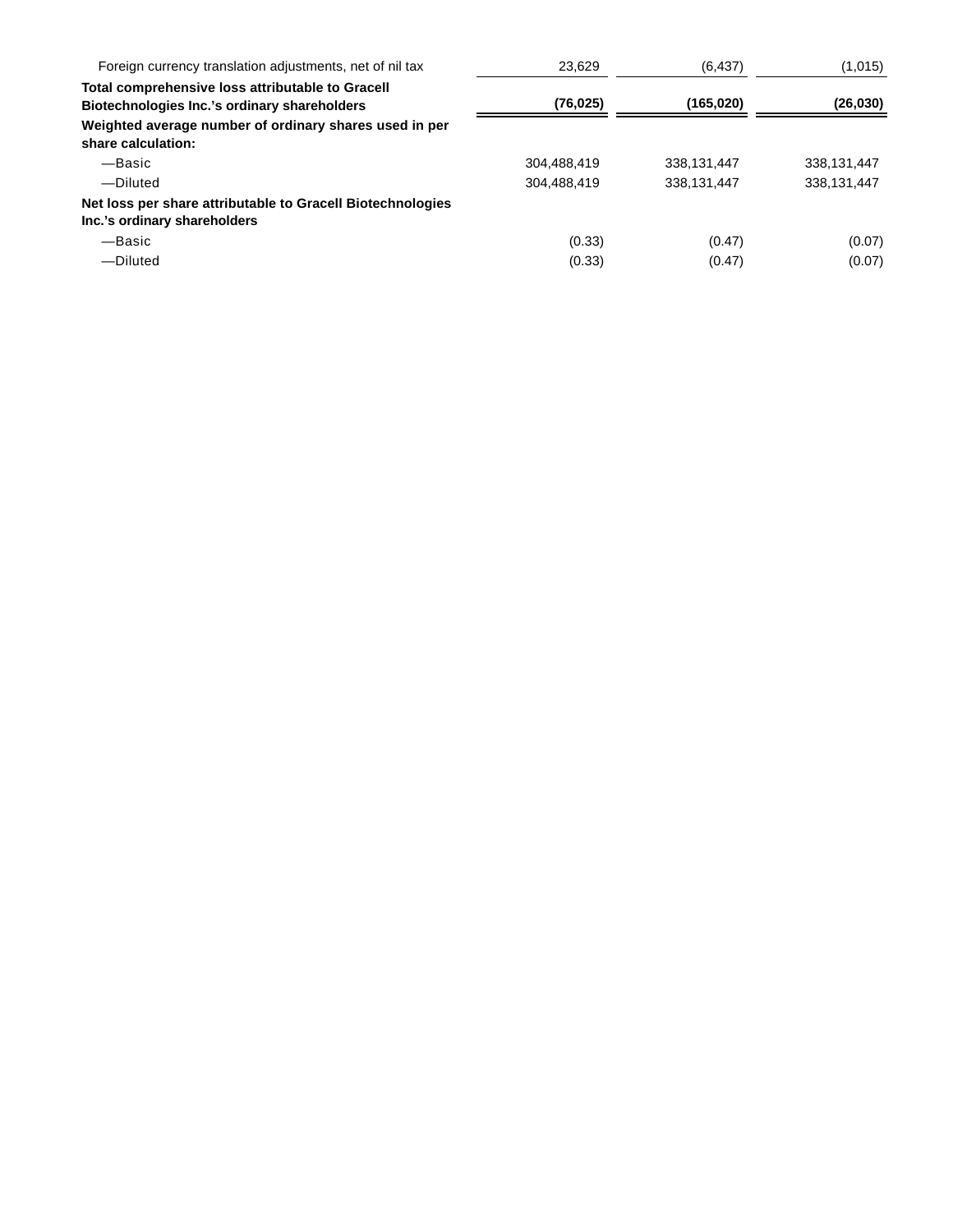| | | | |
|---|---|---|---|
| Foreign currency translation adjustments, net of nil tax | 23,629 | (6,437) | (1,015) |
| **Total comprehensive loss attributable to Gracell Biotechnologies Inc.'s ordinary shareholders** | **(76,025)** | **(165,020)** | **(26,030)** |
| **Weighted average number of ordinary shares used in per share calculation:** | | | |
| —Basic | 304,488,419 | 338,131,447 | 338,131,447 |
| —Diluted | 304,488,419 | 338,131,447 | 338,131,447 |
| **Net loss per share attributable to Gracell Biotechnologies Inc.'s ordinary shareholders** | | | |
| —Basic | (0.33) | (0.47) | (0.07) |
| —Diluted | (0.33) | (0.47) | (0.07) |